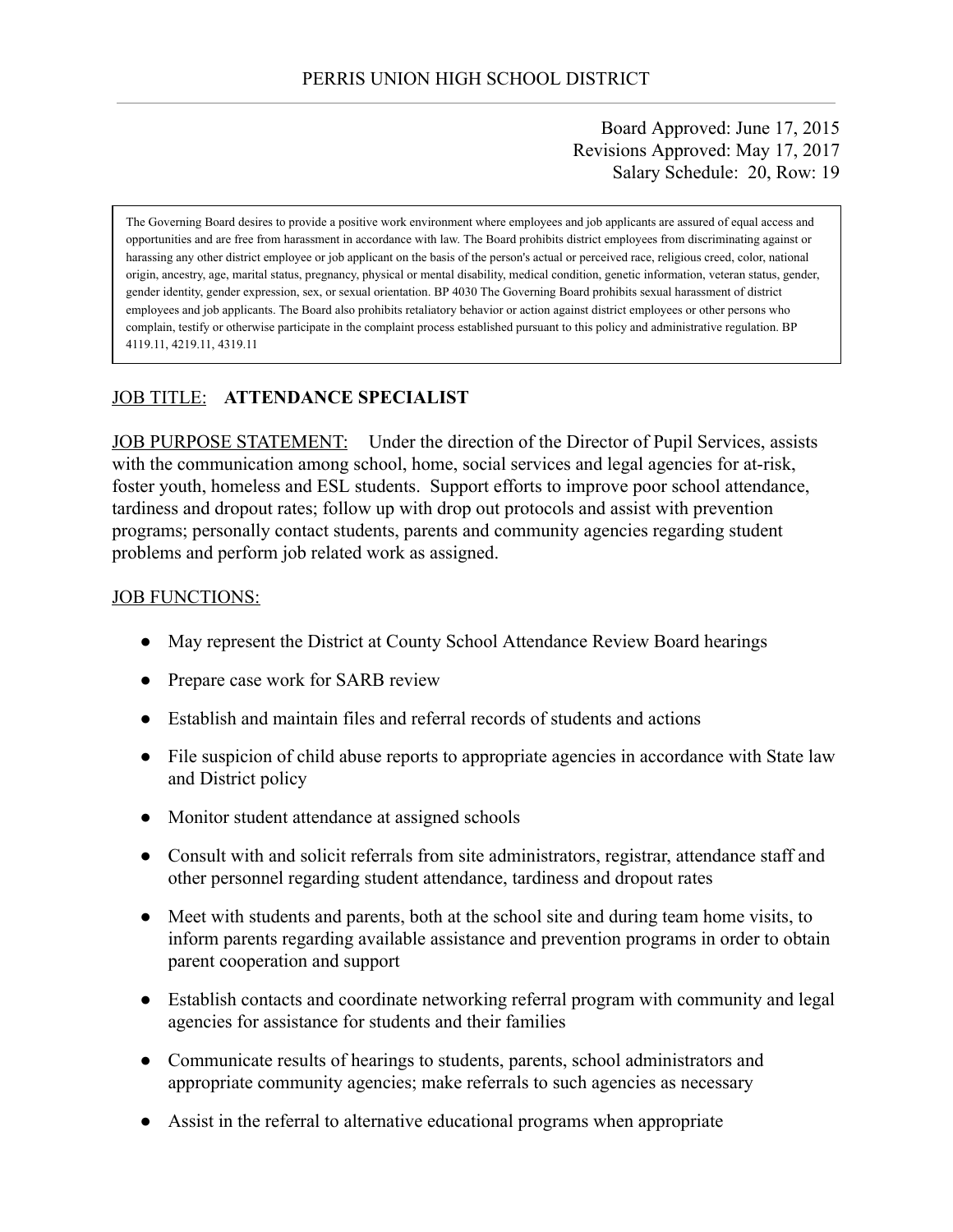PERRIS UNION HIGH SCHOOL DISTRICT

Board Approved: June 17, 2015
Revisions Approved: May 17, 2017
Salary Schedule: 20, Row: 19

> The Governing Board desires to provide a positive work environment where employees and job applicants are assured of equal access and opportunities and are free from harassment in accordance with law. The Board prohibits district employees from discriminating against or harassing any other district employee or job applicant on the basis of the person's actual or perceived race, religious creed, color, national origin, ancestry, age, marital status, pregnancy, physical or mental disability, medical condition, genetic information, veteran status, gender, gender identity, gender expression, sex, or sexual orientation. BP 4030 The Governing Board prohibits sexual harassment of district employees and job applicants. The Board also prohibits retaliatory behavior or action against district employees or other persons who complain, testify or otherwise participate in the complaint process established pursuant to this policy and administrative regulation. BP 4119.11, 4219.11, 4319.11

JOB TITLE: **ATTENDANCE SPECIALIST**

JOB PURPOSE STATEMENT: Under the direction of the Director of Pupil Services, assists with the communication among school, home, social services and legal agencies for at-risk, foster youth, homeless and ESL students. Support efforts to improve poor school attendance, tardiness and dropout rates; follow up with drop out protocols and assist with prevention programs; personally contact students, parents and community agencies regarding student problems and perform job related work as assigned.

JOB FUNCTIONS:

- May represent the District at County School Attendance Review Board hearings
- Prepare case work for SARB review
- Establish and maintain files and referral records of students and actions
- File suspicion of child abuse reports to appropriate agencies in accordance with State law and District policy
- Monitor student attendance at assigned schools
- Consult with and solicit referrals from site administrators, registrar, attendance staff and other personnel regarding student attendance, tardiness and dropout rates
- Meet with students and parents, both at the school site and during team home visits, to inform parents regarding available assistance and prevention programs in order to obtain parent cooperation and support
- Establish contacts and coordinate networking referral program with community and legal agencies for assistance for students and their families
- Communicate results of hearings to students, parents, school administrators and appropriate community agencies; make referrals to such agencies as necessary
- Assist in the referral to alternative educational programs when appropriate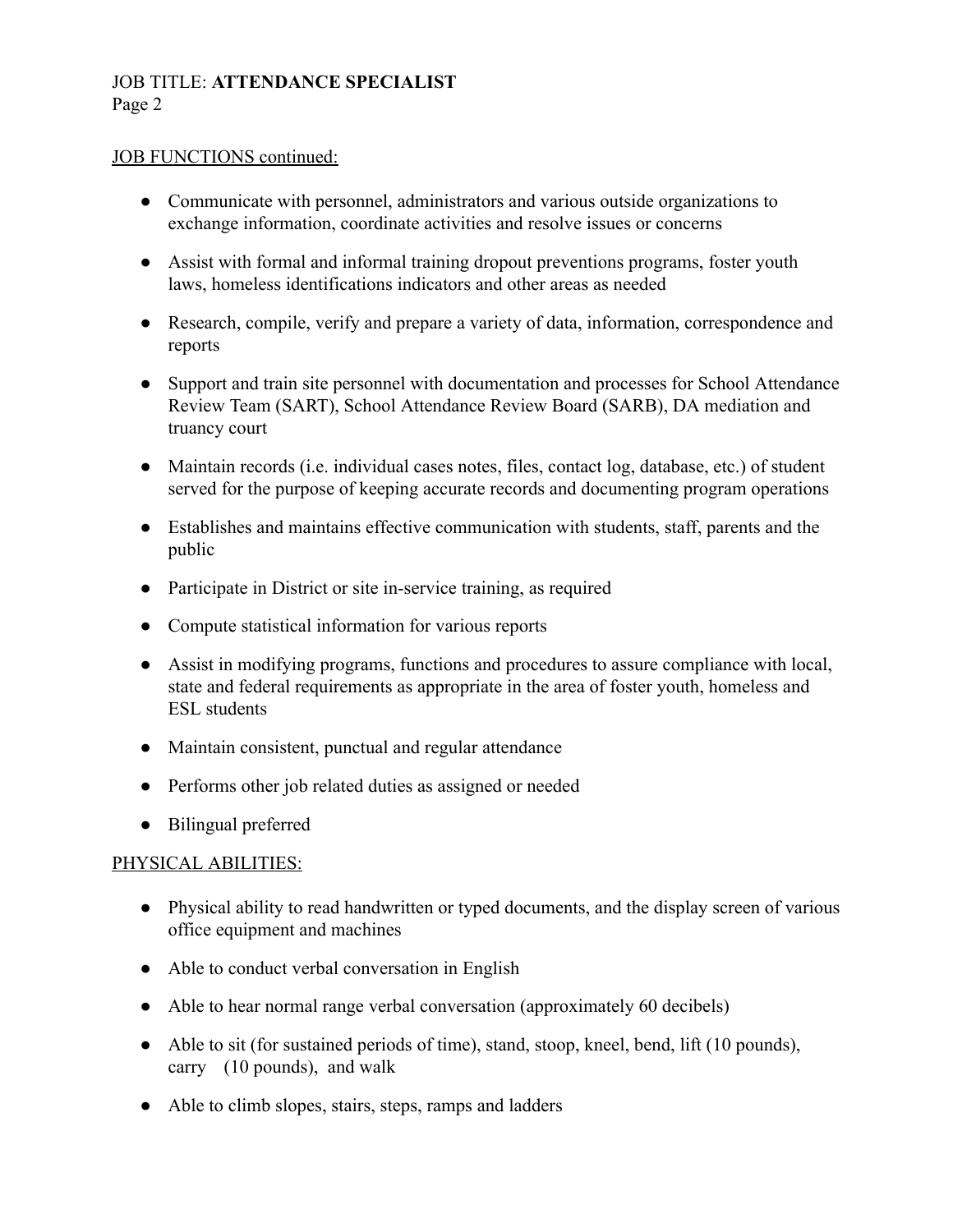JOB TITLE: **ATTENDANCE SPECIALIST**

JOB FUNCTIONS continued:

- Communicate with personnel, administrators and various outside organizations to exchange information, coordinate activities and resolve issues or concerns
- Assist with formal and informal training dropout preventions programs, foster youth laws, homeless identifications indicators and other areas as needed
- Research, compile, verify and prepare a variety of data, information, correspondence and reports
- Support and train site personnel with documentation and processes for School Attendance Review Team (SART), School Attendance Review Board (SARB), DA mediation and truancy court
- Maintain records (i.e. individual cases notes, files, contact log, database, etc.) of student served for the purpose of keeping accurate records and documenting program operations
- Establishes and maintains effective communication with students, staff, parents and the public
- Participate in District or site in-service training, as required
- Compute statistical information for various reports
- Assist in modifying programs, functions and procedures to assure compliance with local, state and federal requirements as appropriate in the area of foster youth, homeless and ESL students
- Maintain consistent, punctual and regular attendance
- Performs other job related duties as assigned or needed
- Bilingual preferred

PHYSICAL ABILITIES:

- Physical ability to read handwritten or typed documents, and the display screen of various office equipment and machines
- Able to conduct verbal conversation in English
- Able to hear normal range verbal conversation (approximately 60 decibels)
- Able to sit (for sustained periods of time), stand, stoop, kneel, bend, lift (10 pounds), carry (10 pounds), and walk
- Able to climb slopes, stairs, steps, ramps and ladders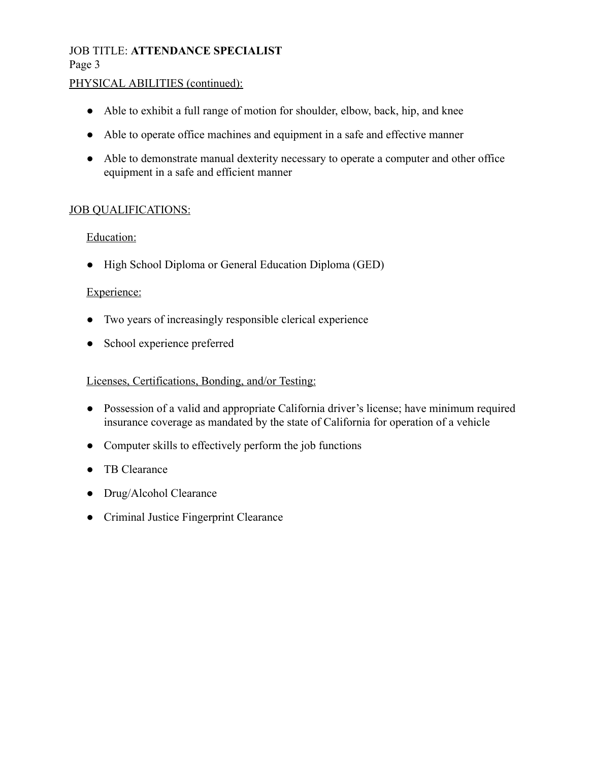## PHYSICAL ABILITIES (continued):

- Able to exhibit a full range of motion for shoulder, elbow, back, hip, and knee
- Able to operate office machines and equipment in a safe and effective manner
- Able to demonstrate manual dexterity necessary to operate a computer and other office equipment in a safe and efficient manner

## JOB QUALIFICATIONS:

### Education:

- High School Diploma or General Education Diploma (GED)

### Experience:

- Two years of increasingly responsible clerical experience
- School experience preferred

### Licenses, Certifications, Bonding, and/or Testing:

- Possession of a valid and appropriate California driver's license; have minimum required insurance coverage as mandated by the state of California for operation of a vehicle
- Computer skills to effectively perform the job functions
- TB Clearance
- Drug/Alcohol Clearance
- Criminal Justice Fingerprint Clearance